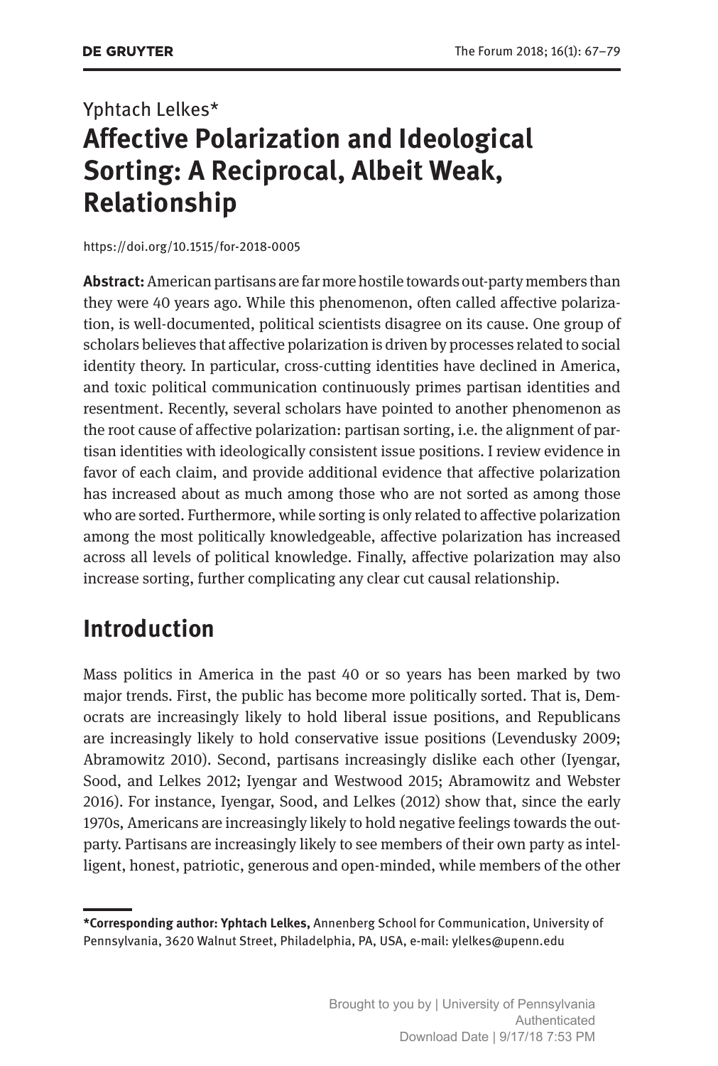Yphtach Lelkes*

# Affective Polarization and Ideological Sorting: A Reciprocal, Albeit Weak, Relationship

https://doi.org/10.1515/for-2018-0005

**Abstract:** American partisans are far more hostile towards out-party members than they were 40 years ago. While this phenomenon, often called affective polarization, is well-documented, political scientists disagree on its cause. One group of scholars believes that affective polarization is driven by processes related to social identity theory. In particular, cross-cutting identities have declined in America, and toxic political communication continuously primes partisan identities and resentment. Recently, several scholars have pointed to another phenomenon as the root cause of affective polarization: partisan sorting, i.e. the alignment of partisan identities with ideologically consistent issue positions. I review evidence in favor of each claim, and provide additional evidence that affective polarization has increased about as much among those who are not sorted as among those who are sorted. Furthermore, while sorting is only related to affective polarization among the most politically knowledgeable, affective polarization has increased across all levels of political knowledge. Finally, affective polarization may also increase sorting, further complicating any clear cut causal relationship.

## Introduction

Mass politics in America in the past 40 or so years has been marked by two major trends. First, the public has become more politically sorted. That is, Democrats are increasingly likely to hold liberal issue positions, and Republicans are increasingly likely to hold conservative issue positions (Levendusky 2009; Abramowitz 2010). Second, partisans increasingly dislike each other (Iyengar, Sood, and Lelkes 2012; Iyengar and Westwood 2015; Abramowitz and Webster 2016). For instance, Iyengar, Sood, and Lelkes (2012) show that, since the early 1970s, Americans are increasingly likely to hold negative feelings towards the out-party. Partisans are increasingly likely to see members of their own party as intelligent, honest, patriotic, generous and open-minded, while members of the other

---

***Corresponding author: Yphtach Lelkes,** Annenberg School for Communication, University of Pennsylvania, 3620 Walnut Street, Philadelphia, PA, USA, e-mail: ylelkes@upenn.edu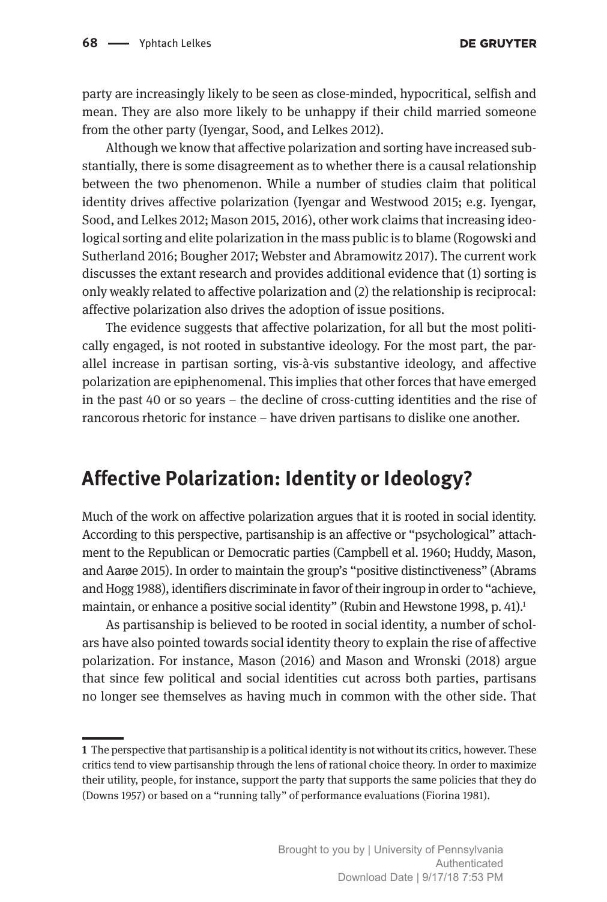party are increasingly likely to be seen as close-minded, hypocritical, selfish and mean. They are also more likely to be unhappy if their child married someone from the other party (Iyengar, Sood, and Lelkes 2012).

Although we know that affective polarization and sorting have increased substantially, there is some disagreement as to whether there is a causal relationship between the two phenomenon. While a number of studies claim that political identity drives affective polarization (Iyengar and Westwood 2015; e.g. Iyengar, Sood, and Lelkes 2012; Mason 2015, 2016), other work claims that increasing ideological sorting and elite polarization in the mass public is to blame (Rogowski and Sutherland 2016; Bougher 2017; Webster and Abramowitz 2017). The current work discusses the extant research and provides additional evidence that (1) sorting is only weakly related to affective polarization and (2) the relationship is reciprocal: affective polarization also drives the adoption of issue positions.

The evidence suggests that affective polarization, for all but the most politically engaged, is not rooted in substantive ideology. For the most part, the parallel increase in partisan sorting, vis-à-vis substantive ideology, and affective polarization are epiphenomenal. This implies that other forces that have emerged in the past 40 or so years – the decline of cross-cutting identities and the rise of rancorous rhetoric for instance – have driven partisans to dislike one another.

## Affective Polarization: Identity or Ideology?

Much of the work on affective polarization argues that it is rooted in social identity. According to this perspective, partisanship is an affective or "psychological" attachment to the Republican or Democratic parties (Campbell et al. 1960; Huddy, Mason, and Aarøe 2015). In order to maintain the group's "positive distinctiveness" (Abrams and Hogg 1988), identifiers discriminate in favor of their ingroup in order to "achieve, maintain, or enhance a positive social identity" (Rubin and Hewstone 1998, p. 41).[1]

As partisanship is believed to be rooted in social identity, a number of scholars have also pointed towards social identity theory to explain the rise of affective polarization. For instance, Mason (2016) and Mason and Wronski (2018) argue that since few political and social identities cut across both parties, partisans no longer see themselves as having much in common with the other side. That

---

1 The perspective that partisanship is a political identity is not without its critics, however. These critics tend to view partisanship through the lens of rational choice theory. In order to maximize their utility, people, for instance, support the party that supports the same policies that they do (Downs 1957) or based on a "running tally" of performance evaluations (Fiorina 1981).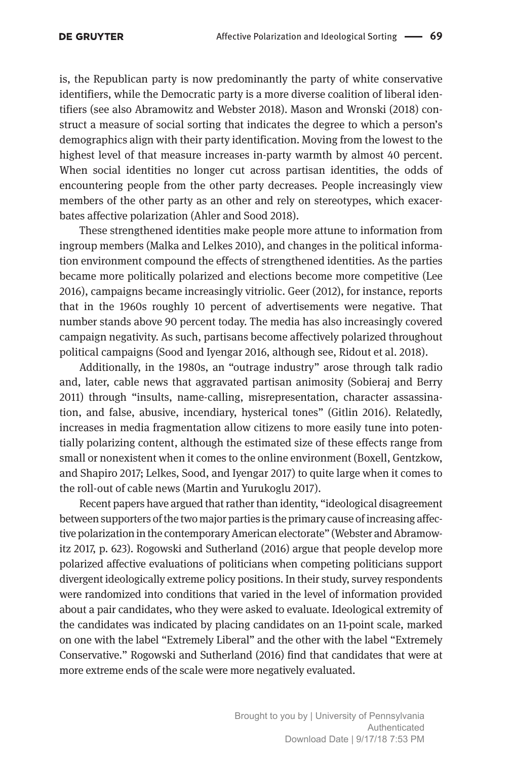is, the Republican party is now predominantly the party of white conservative identifiers, while the Democratic party is a more diverse coalition of liberal identifiers (see also Abramowitz and Webster 2018). Mason and Wronski (2018) construct a measure of social sorting that indicates the degree to which a person's demographics align with their party identification. Moving from the lowest to the highest level of that measure increases in-party warmth by almost 40 percent. When social identities no longer cut across partisan identities, the odds of encountering people from the other party decreases. People increasingly view members of the other party as an other and rely on stereotypes, which exacerbates affective polarization (Ahler and Sood 2018).

These strengthened identities make people more attune to information from ingroup members (Malka and Lelkes 2010), and changes in the political information environment compound the effects of strengthened identities. As the parties became more politically polarized and elections become more competitive (Lee 2016), campaigns became increasingly vitriolic. Geer (2012), for instance, reports that in the 1960s roughly 10 percent of advertisements were negative. That number stands above 90 percent today. The media has also increasingly covered campaign negativity. As such, partisans become affectively polarized throughout political campaigns (Sood and Iyengar 2016, although see, Ridout et al. 2018).

Additionally, in the 1980s, an "outrage industry" arose through talk radio and, later, cable news that aggravated partisan animosity (Sobieraj and Berry 2011) through "insults, name-calling, misrepresentation, character assassination, and false, abusive, incendiary, hysterical tones" (Gitlin 2016). Relatedly, increases in media fragmentation allow citizens to more easily tune into potentially polarizing content, although the estimated size of these effects range from small or nonexistent when it comes to the online environment (Boxell, Gentzkow, and Shapiro 2017; Lelkes, Sood, and Iyengar 2017) to quite large when it comes to the roll-out of cable news (Martin and Yurukoglu 2017).

Recent papers have argued that rather than identity, "ideological disagreement between supporters of the two major parties is the primary cause of increasing affective polarization in the contemporary American electorate" (Webster and Abramowitz 2017, p. 623). Rogowski and Sutherland (2016) argue that people develop more polarized affective evaluations of politicians when competing politicians support divergent ideologically extreme policy positions. In their study, survey respondents were randomized into conditions that varied in the level of information provided about a pair candidates, who they were asked to evaluate. Ideological extremity of the candidates was indicated by placing candidates on an 11-point scale, marked on one with the label "Extremely Liberal" and the other with the label "Extremely Conservative." Rogowski and Sutherland (2016) find that candidates that were at more extreme ends of the scale were more negatively evaluated.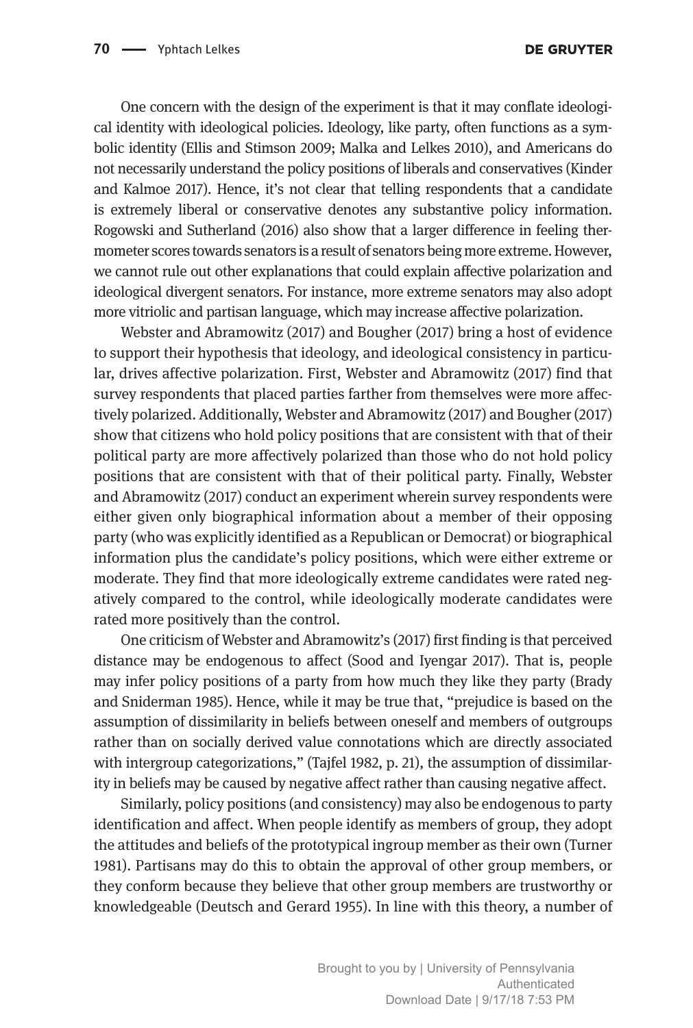One concern with the design of the experiment is that it may conflate ideological identity with ideological policies. Ideology, like party, often functions as a symbolic identity (Ellis and Stimson 2009; Malka and Lelkes 2010), and Americans do not necessarily understand the policy positions of liberals and conservatives (Kinder and Kalmoe 2017). Hence, it's not clear that telling respondents that a candidate is extremely liberal or conservative denotes any substantive policy information. Rogowski and Sutherland (2016) also show that a larger difference in feeling thermometer scores towards senators is a result of senators being more extreme. However, we cannot rule out other explanations that could explain affective polarization and ideological divergent senators. For instance, more extreme senators may also adopt more vitriolic and partisan language, which may increase affective polarization.

Webster and Abramowitz (2017) and Bougher (2017) bring a host of evidence to support their hypothesis that ideology, and ideological consistency in particular, drives affective polarization. First, Webster and Abramowitz (2017) find that survey respondents that placed parties farther from themselves were more affectively polarized. Additionally, Webster and Abramowitz (2017) and Bougher (2017) show that citizens who hold policy positions that are consistent with that of their political party are more affectively polarized than those who do not hold policy positions that are consistent with that of their political party. Finally, Webster and Abramowitz (2017) conduct an experiment wherein survey respondents were either given only biographical information about a member of their opposing party (who was explicitly identified as a Republican or Democrat) or biographical information plus the candidate's policy positions, which were either extreme or moderate. They find that more ideologically extreme candidates were rated negatively compared to the control, while ideologically moderate candidates were rated more positively than the control.

One criticism of Webster and Abramowitz's (2017) first finding is that perceived distance may be endogenous to affect (Sood and Iyengar 2017). That is, people may infer policy positions of a party from how much they like they party (Brady and Sniderman 1985). Hence, while it may be true that, "prejudice is based on the assumption of dissimilarity in beliefs between oneself and members of outgroups rather than on socially derived value connotations which are directly associated with intergroup categorizations," (Tajfel 1982, p. 21), the assumption of dissimilarity in beliefs may be caused by negative affect rather than causing negative affect.

Similarly, policy positions (and consistency) may also be endogenous to party identification and affect. When people identify as members of group, they adopt the attitudes and beliefs of the prototypical ingroup member as their own (Turner 1981). Partisans may do this to obtain the approval of other group members, or they conform because they believe that other group members are trustworthy or knowledgeable (Deutsch and Gerard 1955). In line with this theory, a number of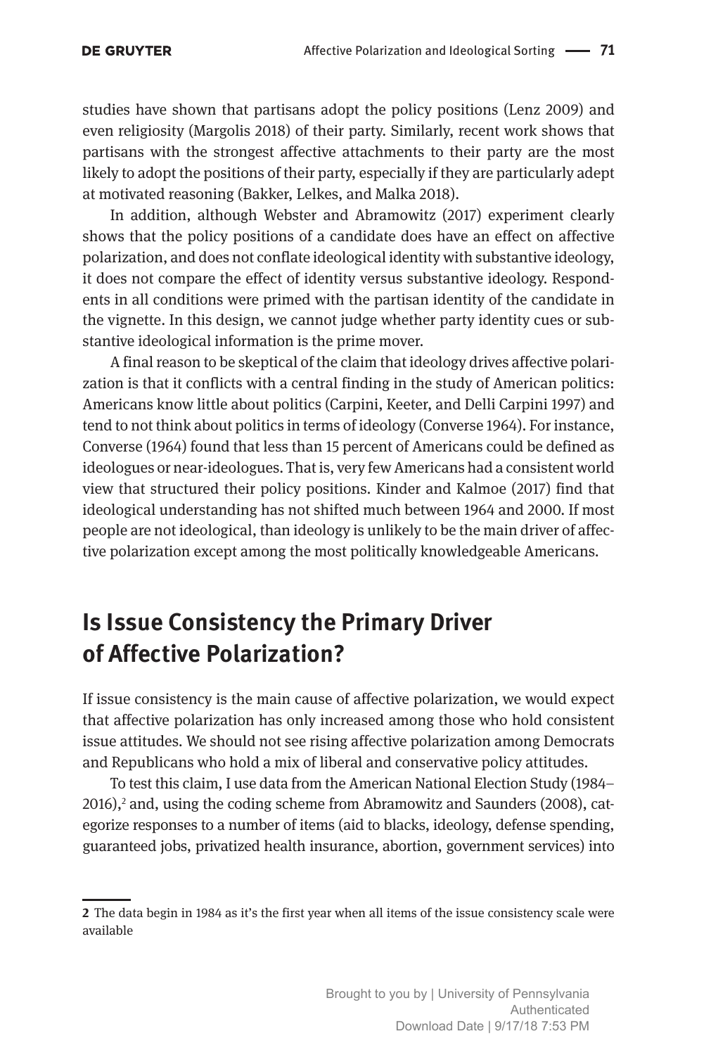studies have shown that partisans adopt the policy positions (Lenz 2009) and even religiosity (Margolis 2018) of their party. Similarly, recent work shows that partisans with the strongest affective attachments to their party are the most likely to adopt the positions of their party, especially if they are particularly adept at motivated reasoning (Bakker, Lelkes, and Malka 2018).

In addition, although Webster and Abramowitz (2017) experiment clearly shows that the policy positions of a candidate does have an effect on affective polarization, and does not conflate ideological identity with substantive ideology, it does not compare the effect of identity versus substantive ideology. Respondents in all conditions were primed with the partisan identity of the candidate in the vignette. In this design, we cannot judge whether party identity cues or substantive ideological information is the prime mover.

A final reason to be skeptical of the claim that ideology drives affective polarization is that it conflicts with a central finding in the study of American politics: Americans know little about politics (Carpini, Keeter, and Delli Carpini 1997) and tend to not think about politics in terms of ideology (Converse 1964). For instance, Converse (1964) found that less than 15 percent of Americans could be defined as ideologues or near-ideologues. That is, very few Americans had a consistent world view that structured their policy positions. Kinder and Kalmoe (2017) find that ideological understanding has not shifted much between 1964 and 2000. If most people are not ideological, than ideology is unlikely to be the main driver of affective polarization except among the most politically knowledgeable Americans.

## Is Issue Consistency the Primary Driver of Affective Polarization?

If issue consistency is the main cause of affective polarization, we would expect that affective polarization has only increased among those who hold consistent issue attitudes. We should not see rising affective polarization among Democrats and Republicans who hold a mix of liberal and conservative policy attitudes.

To test this claim, I use data from the American National Election Study (1984–2016),[2] and, using the coding scheme from Abramowitz and Saunders (2008), categorize responses to a number of items (aid to blacks, ideology, defense spending, guaranteed jobs, privatized health insurance, abortion, government services) into

---

[2] The data begin in 1984 as it's the first year when all items of the issue consistency scale were available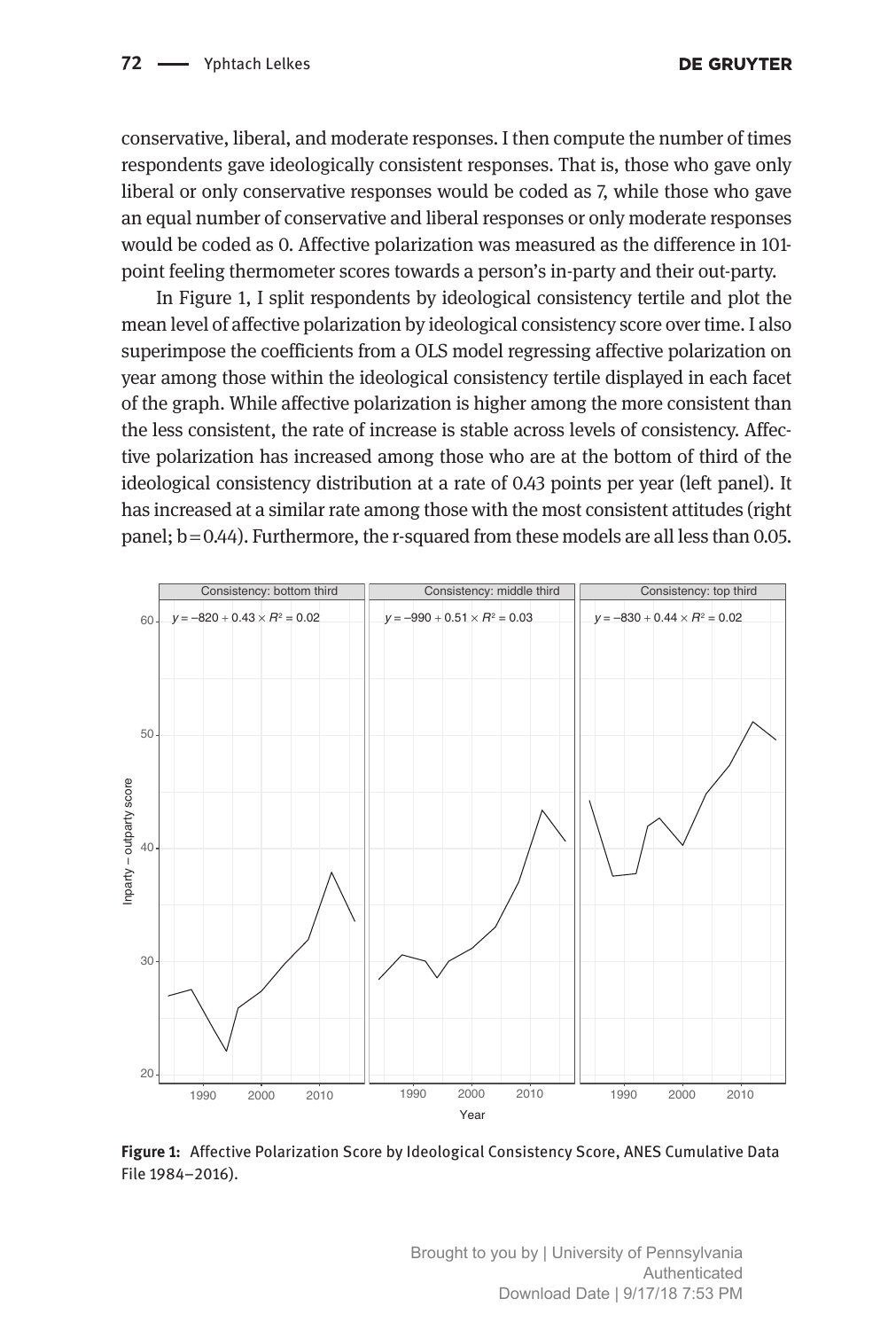conservative, liberal, and moderate responses. I then compute the number of times respondents gave ideologically consistent responses. That is, those who gave only liberal or only conservative responses would be coded as 7, while those who gave an equal number of conservative and liberal responses or only moderate responses would be coded as 0. Affective polarization was measured as the difference in 101-point feeling thermometer scores towards a person's in-party and their out-party.

In Figure 1, I split respondents by ideological consistency tertile and plot the mean level of affective polarization by ideological consistency score over time. I also superimpose the coefficients from a OLS model regressing affective polarization on year among those within the ideological consistency tertile displayed in each facet of the graph. While affective polarization is higher among the more consistent than the less consistent, the rate of increase is stable across levels of consistency. Affective polarization has increased among those who are at the bottom of third of the ideological consistency distribution at a rate of 0.43 points per year (left panel). It has increased at a similar rate among those with the most consistent attitudes (right panel; b = 0.44). Furthermore, the r-squared from these models are all less than 0.05.

**Figure 1:** Affective Polarization Score by Ideological Consistency Score, ANES Cumulative Data File 1984–2016).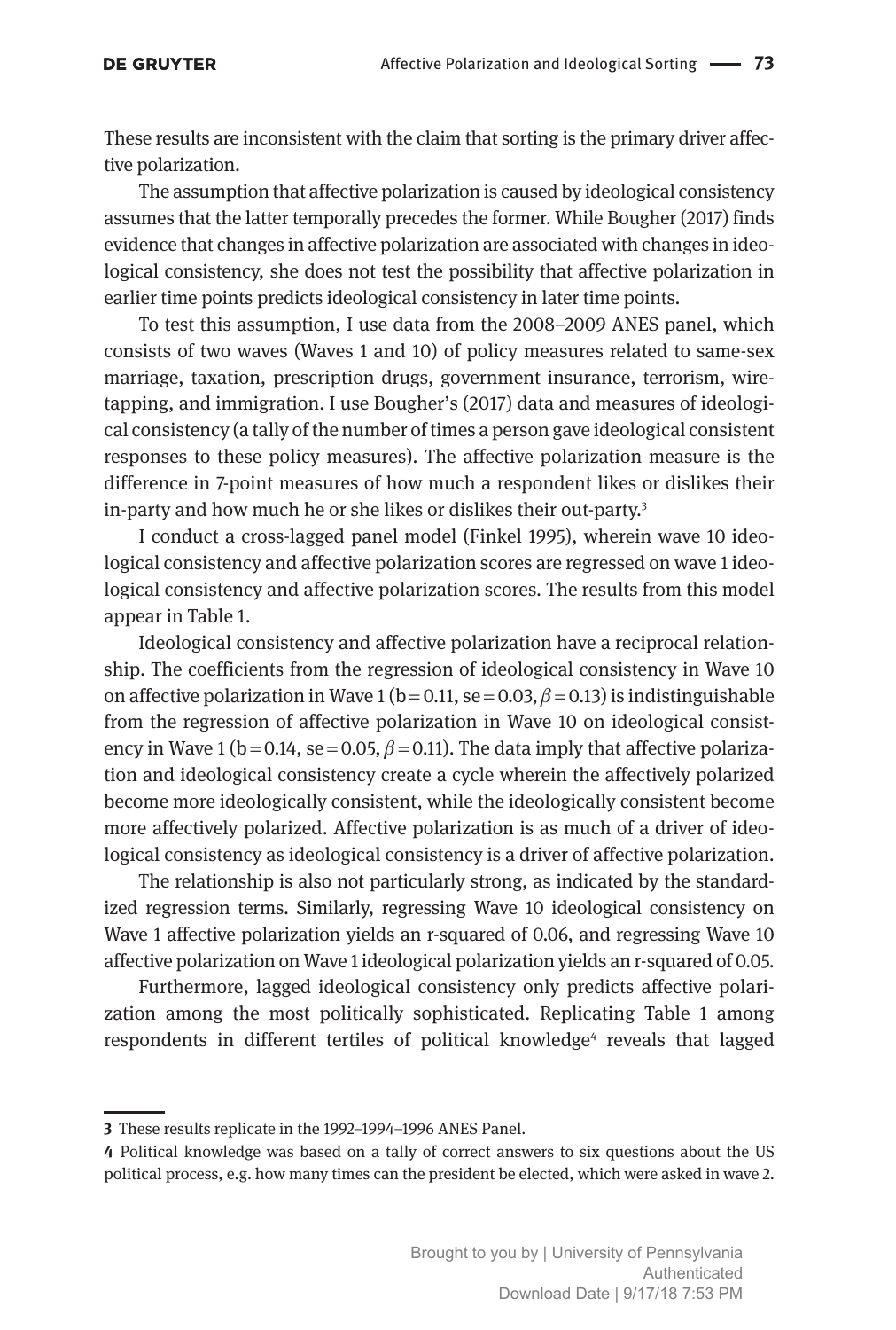These results are inconsistent with the claim that sorting is the primary driver affective polarization.

The assumption that affective polarization is caused by ideological consistency assumes that the latter temporally precedes the former. While Bougher (2017) finds evidence that changes in affective polarization are associated with changes in ideological consistency, she does not test the possibility that affective polarization in earlier time points predicts ideological consistency in later time points.

To test this assumption, I use data from the 2008–2009 ANES panel, which consists of two waves (Waves 1 and 10) of policy measures related to same-sex marriage, taxation, prescription drugs, government insurance, terrorism, wiretapping, and immigration. I use Bougher's (2017) data and measures of ideological consistency (a tally of the number of times a person gave ideological consistent responses to these policy measures). The affective polarization measure is the difference in 7-point measures of how much a respondent likes or dislikes their in-party and how much he or she likes or dislikes their out-party.[3]

I conduct a cross-lagged panel model (Finkel 1995), wherein wave 10 ideological consistency and affective polarization scores are regressed on wave 1 ideological consistency and affective polarization scores. The results from this model appear in Table 1.

Ideological consistency and affective polarization have a reciprocal relationship. The coefficients from the regression of ideological consistency in Wave 10 on affective polarization in Wave 1 ($b = 0.11$, $se = 0.03$, $\beta = 0.13$) is indistinguishable from the regression of affective polarization in Wave 10 on ideological consistency in Wave 1 ($b = 0.14$, $se = 0.05$, $\beta = 0.11$). The data imply that affective polarization and ideological consistency create a cycle wherein the affectively polarized become more ideologically consistent, while the ideologically consistent become more affectively polarized. Affective polarization is as much of a driver of ideological consistency as ideological consistency is a driver of affective polarization.

The relationship is also not particularly strong, as indicated by the standardized regression terms. Similarly, regressing Wave 10 ideological consistency on Wave 1 affective polarization yields an r-squared of 0.06, and regressing Wave 10 affective polarization on Wave 1 ideological polarization yields an r-squared of 0.05.

Furthermore, lagged ideological consistency only predicts affective polarization among the most politically sophisticated. Replicating Table 1 among respondents in different tertiles of political knowledge[4] reveals that lagged

---

[3] These results replicate in the 1992–1994–1996 ANES Panel.

[4] Political knowledge was based on a tally of correct answers to six questions about the US political process, e.g. how many times can the president be elected, which were asked in wave 2.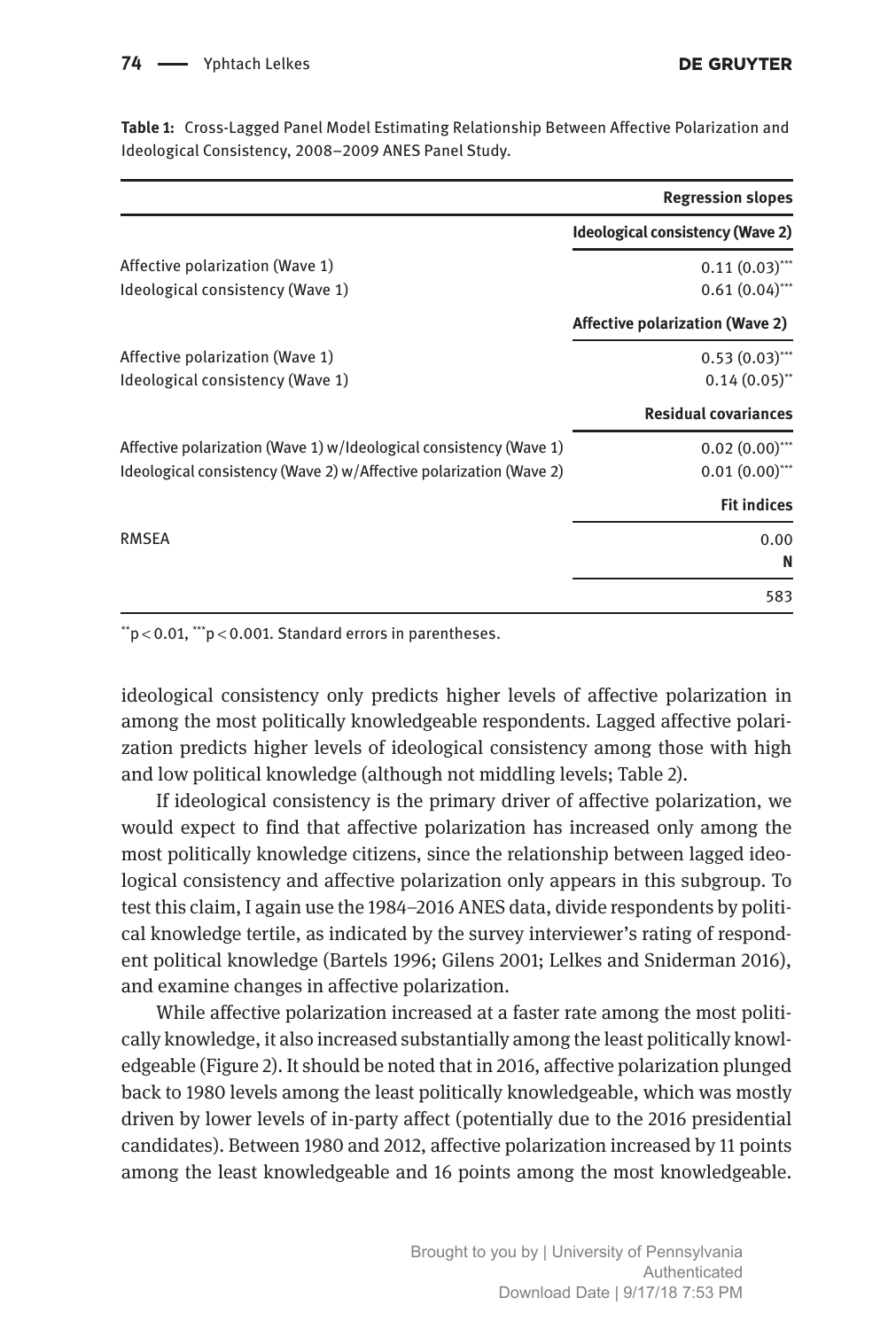**Table 1:** Cross-Lagged Panel Model Estimating Relationship Between Affective Polarization and Ideological Consistency, 2008–2009 ANES Panel Study.

| | Regression slopes |
|---|---|
| | **Ideological consistency (Wave 2)** |
| Affective polarization (Wave 1) | 0.11 (0.03)*** |
| Ideological consistency (Wave 1) | 0.61 (0.04)*** |
| | **Affective polarization (Wave 2)** |
| Affective polarization (Wave 1) | 0.53 (0.03)*** |
| Ideological consistency (Wave 1) | 0.14 (0.05)** |
| | **Residual covariances** |
| Affective polarization (Wave 1) w/Ideological consistency (Wave 1) | 0.02 (0.00)*** |
| Ideological consistency (Wave 2) w/Affective polarization (Wave 2) | 0.01 (0.00)*** |
| | **Fit indices** |
| RMSEA | 0.00 |
| | **N** |
| | 583 |

**$p < 0.01$, ***$p < 0.001$. Standard errors in parentheses.

ideological consistency only predicts higher levels of affective polarization in among the most politically knowledgeable respondents. Lagged affective polarization predicts higher levels of ideological consistency among those with high and low political knowledge (although not middling levels; Table 2).

If ideological consistency is the primary driver of affective polarization, we would expect to find that affective polarization has increased only among the most politically knowledge citizens, since the relationship between lagged ideological consistency and affective polarization only appears in this subgroup. To test this claim, I again use the 1984–2016 ANES data, divide respondents by political knowledge tertile, as indicated by the survey interviewer's rating of respondent political knowledge (Bartels 1996; Gilens 2001; Lelkes and Sniderman 2016), and examine changes in affective polarization.

While affective polarization increased at a faster rate among the most politically knowledge, it also increased substantially among the least politically knowledgeable (Figure 2). It should be noted that in 2016, affective polarization plunged back to 1980 levels among the least politically knowledgeable, which was mostly driven by lower levels of in-party affect (potentially due to the 2016 presidential candidates). Between 1980 and 2012, affective polarization increased by 11 points among the least knowledgeable and 16 points among the most knowledgeable.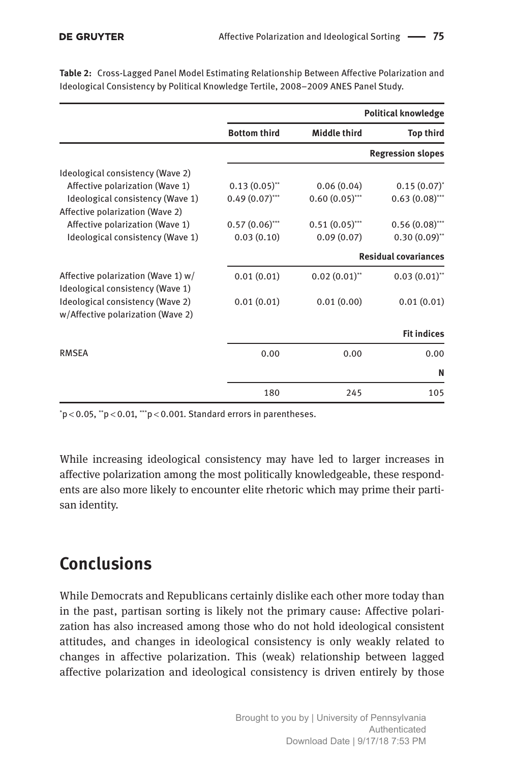**Table 2:** Cross-Lagged Panel Model Estimating Relationship Between Affective Polarization and Ideological Consistency by Political Knowledge Tertile, 2008–2009 ANES Panel Study.

| | Political knowledge | | |
|---|---|---|---|
| | Bottom third | Middle third | Top third |
| | **Regression slopes** | | |
| Ideological consistency (Wave 2) | | | |
| Affective polarization (Wave 1) | 0.13 (0.05)** | 0.06 (0.04) | 0.15 (0.07)* |
| Ideological consistency (Wave 1) | 0.49 (0.07)*** | 0.60 (0.05)*** | 0.63 (0.08)*** |
| Affective polarization (Wave 2) | | | |
| Affective polarization (Wave 1) | 0.57 (0.06)*** | 0.51 (0.05)*** | 0.56 (0.08)*** |
| Ideological consistency (Wave 1) | 0.03 (0.10) | 0.09 (0.07) | 0.30 (0.09)** |
| | **Residual covariances** | | |
| Affective polarization (Wave 1) w/ Ideological consistency (Wave 1) | 0.01 (0.01) | 0.02 (0.01)** | 0.03 (0.01)** |
| Ideological consistency (Wave 2) w/Affective polarization (Wave 2) | 0.01 (0.01) | 0.01 (0.00) | 0.01 (0.01) |
| | **Fit indices** | | |
| RMSEA | 0.00 | 0.00 | 0.00 |
| | **N** | | |
| | 180 | 245 | 105 |

*p < 0.05, **p < 0.01, ***p < 0.001. Standard errors in parentheses.

While increasing ideological consistency may have led to larger increases in affective polarization among the most politically knowledgeable, these respondents are also more likely to encounter elite rhetoric which may prime their partisan identity.

## Conclusions

While Democrats and Republicans certainly dislike each other more today than in the past, partisan sorting is likely not the primary cause: Affective polarization has also increased among those who do not hold ideological consistent attitudes, and changes in ideological consistency is only weakly related to changes in affective polarization. This (weak) relationship between lagged affective polarization and ideological consistency is driven entirely by those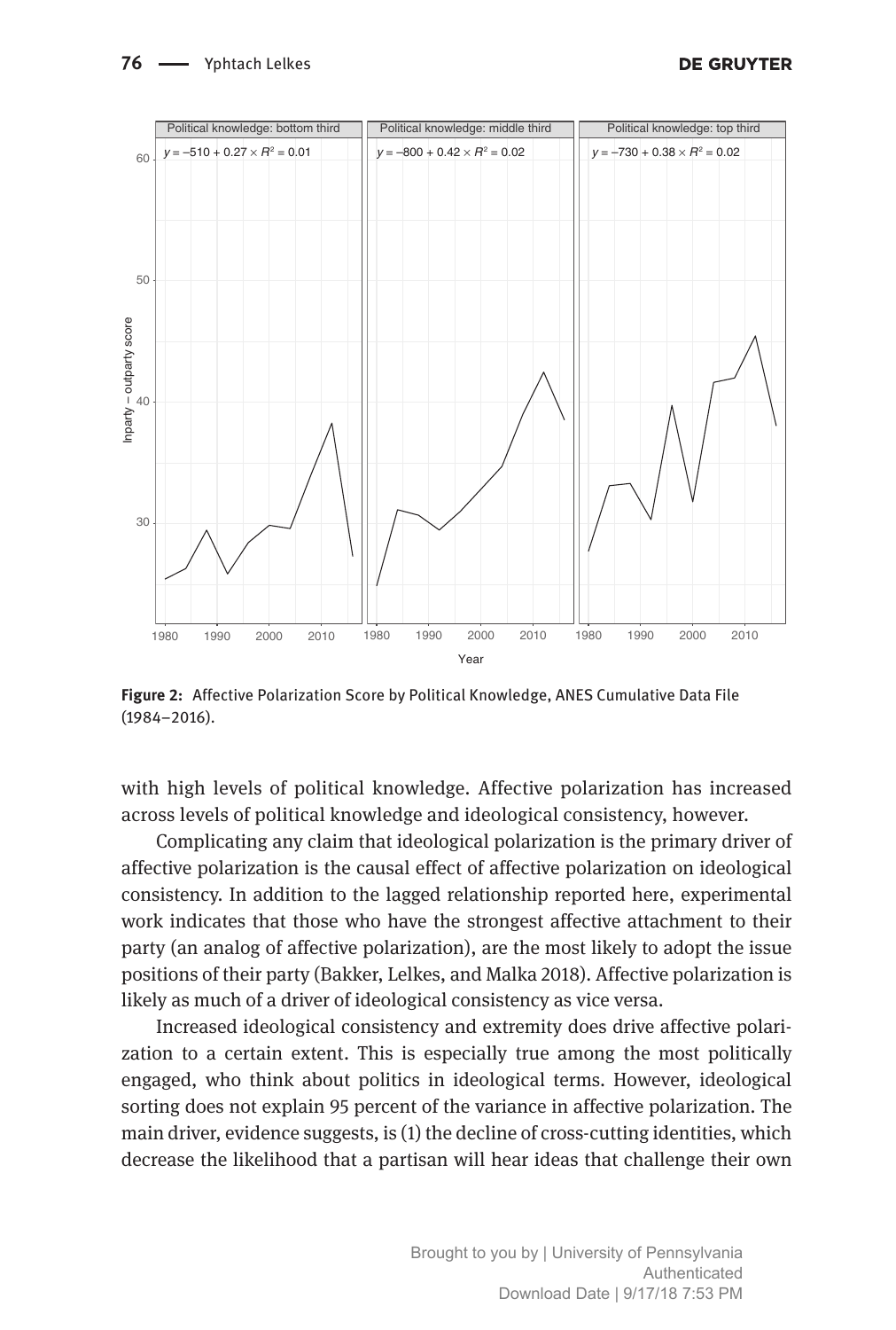Figure 2: Affective Polarization Score by Political Knowledge, ANES Cumulative Data File (1984–2016).

with high levels of political knowledge. Affective polarization has increased across levels of political knowledge and ideological consistency, however.

Complicating any claim that ideological polarization is the primary driver of affective polarization is the causal effect of affective polarization on ideological consistency. In addition to the lagged relationship reported here, experimental work indicates that those who have the strongest affective attachment to their party (an analog of affective polarization), are the most likely to adopt the issue positions of their party (Bakker, Lelkes, and Malka 2018). Affective polarization is likely as much of a driver of ideological consistency as vice versa.

Increased ideological consistency and extremity does drive affective polarization to a certain extent. This is especially true among the most politically engaged, who think about politics in ideological terms. However, ideological sorting does not explain 95 percent of the variance in affective polarization. The main driver, evidence suggests, is (1) the decline of cross-cutting identities, which decrease the likelihood that a partisan will hear ideas that challenge their own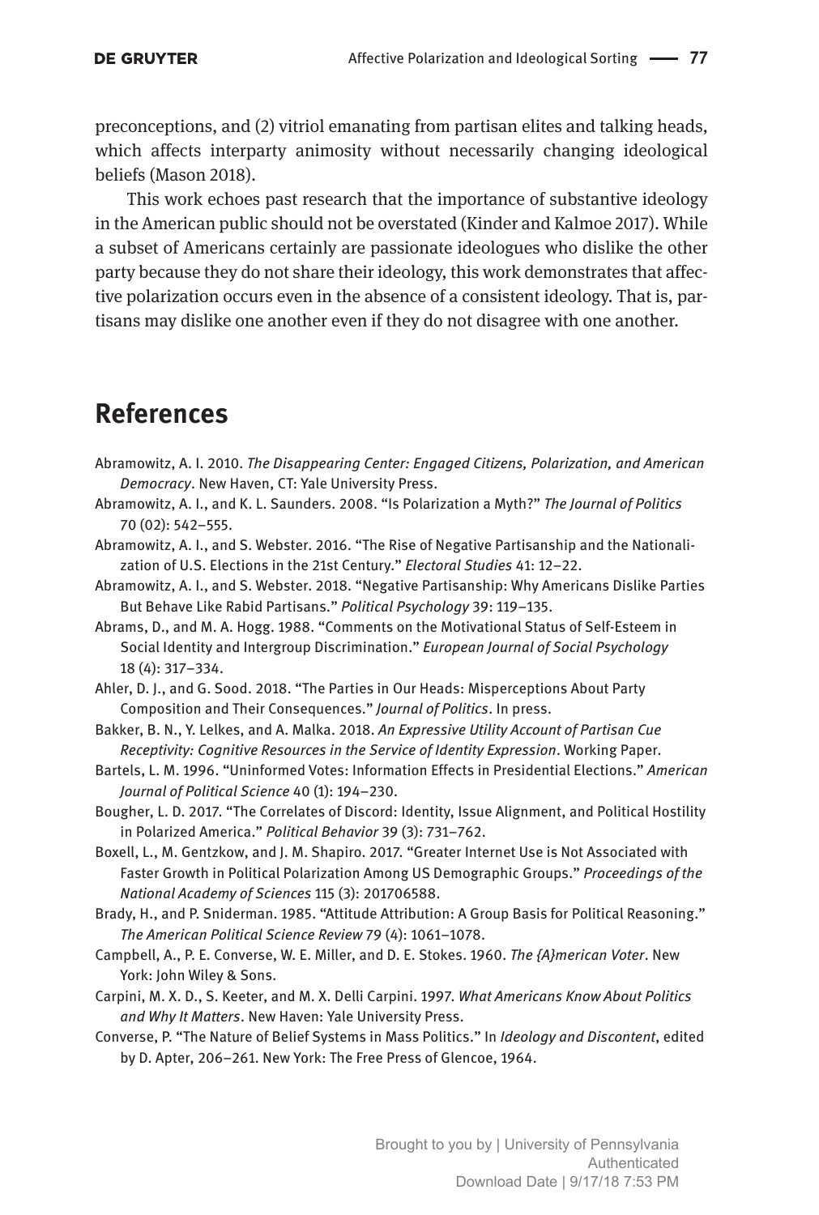preconceptions, and (2) vitriol emanating from partisan elites and talking heads, which affects interparty animosity without necessarily changing ideological beliefs (Mason 2018).

This work echoes past research that the importance of substantive ideology in the American public should not be overstated (Kinder and Kalmoe 2017). While a subset of Americans certainly are passionate ideologues who dislike the other party because they do not share their ideology, this work demonstrates that affective polarization occurs even in the absence of a consistent ideology. That is, partisans may dislike one another even if they do not disagree with one another.

## References

Abramowitz, A. I. 2010. *The Disappearing Center: Engaged Citizens, Polarization, and American Democracy*. New Haven, CT: Yale University Press.

Abramowitz, A. I., and K. L. Saunders. 2008. "Is Polarization a Myth?" *The Journal of Politics* 70 (02): 542–555.

Abramowitz, A. I., and S. Webster. 2016. "The Rise of Negative Partisanship and the Nationalization of U.S. Elections in the 21st Century." *Electoral Studies* 41: 12–22.

Abramowitz, A. I., and S. Webster. 2018. "Negative Partisanship: Why Americans Dislike Parties But Behave Like Rabid Partisans." *Political Psychology* 39: 119–135.

Abrams, D., and M. A. Hogg. 1988. "Comments on the Motivational Status of Self-Esteem in Social Identity and Intergroup Discrimination." *European Journal of Social Psychology* 18 (4): 317–334.

Ahler, D. J., and G. Sood. 2018. "The Parties in Our Heads: Misperceptions About Party Composition and Their Consequences." *Journal of Politics*. In press.

Bakker, B. N., Y. Lelkes, and A. Malka. 2018. *An Expressive Utility Account of Partisan Cue Receptivity: Cognitive Resources in the Service of Identity Expression*. Working Paper.

Bartels, L. M. 1996. "Uninformed Votes: Information Effects in Presidential Elections." *American Journal of Political Science* 40 (1): 194–230.

Bougher, L. D. 2017. "The Correlates of Discord: Identity, Issue Alignment, and Political Hostility in Polarized America." *Political Behavior* 39 (3): 731–762.

Boxell, L., M. Gentzkow, and J. M. Shapiro. 2017. "Greater Internet Use is Not Associated with Faster Growth in Political Polarization Among US Demographic Groups." *Proceedings of the National Academy of Sciences* 115 (3): 201706588.

Brady, H., and P. Sniderman. 1985. "Attitude Attribution: A Group Basis for Political Reasoning." *The American Political Science Review* 79 (4): 1061–1078.

Campbell, A., P. E. Converse, W. E. Miller, and D. E. Stokes. 1960. *The {A}merican Voter*. New York: John Wiley & Sons.

Carpini, M. X. D., S. Keeter, and M. X. Delli Carpini. 1997. *What Americans Know About Politics and Why It Matters*. New Haven: Yale University Press.

Converse, P. "The Nature of Belief Systems in Mass Politics." In *Ideology and Discontent*, edited by D. Apter, 206–261. New York: The Free Press of Glencoe, 1964.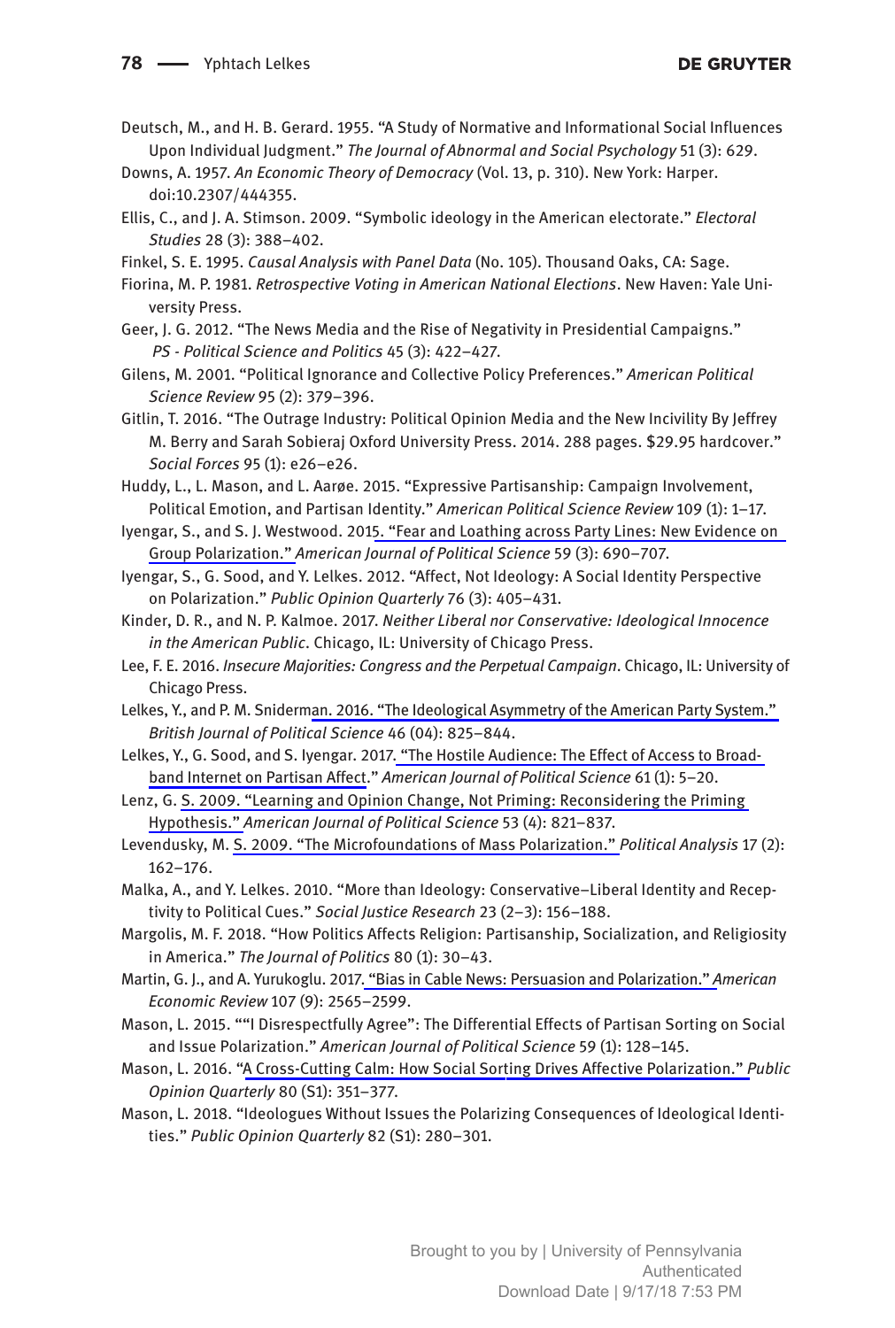Deutsch, M., and H. B. Gerard. 1955. "A Study of Normative and Informational Social Influences Upon Individual Judgment." *The Journal of Abnormal and Social Psychology* 51 (3): 629.

Downs, A. 1957. *An Economic Theory of Democracy* (Vol. 13, p. 310). New York: Harper. doi:10.2307/444355.

Ellis, C., and J. A. Stimson. 2009. "Symbolic ideology in the American electorate." *Electoral Studies* 28 (3): 388–402.

Finkel, S. E. 1995. *Causal Analysis with Panel Data* (No. 105). Thousand Oaks, CA: Sage.

Fiorina, M. P. 1981. *Retrospective Voting in American National Elections*. New Haven: Yale University Press.

Geer, J. G. 2012. "The News Media and the Rise of Negativity in Presidential Campaigns." *PS - Political Science and Politics* 45 (3): 422–427.

Gilens, M. 2001. "Political Ignorance and Collective Policy Preferences." *American Political Science Review* 95 (2): 379–396.

Gitlin, T. 2016. "The Outrage Industry: Political Opinion Media and the New Incivility By Jeffrey M. Berry and Sarah Sobieraj Oxford University Press. 2014. 288 pages. $29.95 hardcover." *Social Forces* 95 (1): e26–e26.

Huddy, L., L. Mason, and L. Aarøe. 2015. "Expressive Partisanship: Campaign Involvement, Political Emotion, and Partisan Identity." *American Political Science Review* 109 (1): 1–17.

Iyengar, S., and S. J. Westwood. 2015. "Fear and Loathing across Party Lines: New Evidence on Group Polarization." *American Journal of Political Science* 59 (3): 690–707.

Iyengar, S., G. Sood, and Y. Lelkes. 2012. "Affect, Not Ideology: A Social Identity Perspective on Polarization." *Public Opinion Quarterly* 76 (3): 405–431.

Kinder, D. R., and N. P. Kalmoe. 2017. *Neither Liberal nor Conservative: Ideological Innocence in the American Public*. Chicago, IL: University of Chicago Press.

Lee, F. E. 2016. *Insecure Majorities: Congress and the Perpetual Campaign*. Chicago, IL: University of Chicago Press.

Lelkes, Y., and P. M. Sniderman. 2016. "The Ideological Asymmetry of the American Party System." *British Journal of Political Science* 46 (04): 825–844.

Lelkes, Y., G. Sood, and S. Iyengar. 2017. "The Hostile Audience: The Effect of Access to Broadband Internet on Partisan Affect." *American Journal of Political Science* 61 (1): 5–20.

Lenz, G. S. 2009. "Learning and Opinion Change, Not Priming: Reconsidering the Priming Hypothesis." *American Journal of Political Science* 53 (4): 821–837.

Levendusky, M. S. 2009. "The Microfoundations of Mass Polarization." *Political Analysis* 17 (2): 162–176.

Malka, A., and Y. Lelkes. 2010. "More than Ideology: Conservative–Liberal Identity and Receptivity to Political Cues." *Social Justice Research* 23 (2–3): 156–188.

Margolis, M. F. 2018. "How Politics Affects Religion: Partisanship, Socialization, and Religiosity in America." *The Journal of Politics* 80 (1): 30–43.

Martin, G. J., and A. Yurukoglu. 2017. "Bias in Cable News: Persuasion and Polarization." *American Economic Review* 107 (9): 2565–2599.

Mason, L. 2015. ""I Disrespectfully Agree": The Differential Effects of Partisan Sorting on Social and Issue Polarization." *American Journal of Political Science* 59 (1): 128–145.

Mason, L. 2016. "A Cross-Cutting Calm: How Social Sorting Drives Affective Polarization." *Public Opinion Quarterly* 80 (S1): 351–377.

Mason, L. 2018. "Ideologues Without Issues the Polarizing Consequences of Ideological Identities." *Public Opinion Quarterly* 82 (S1): 280–301.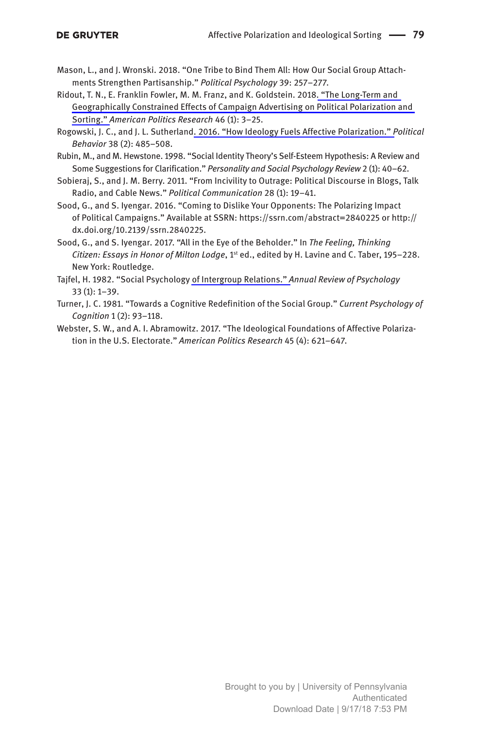Mason, L., and J. Wronski. 2018. "One Tribe to Bind Them All: How Our Social Group Attachments Strengthen Partisanship." *Political Psychology* 39: 257–277.

Ridout, T. N., E. Franklin Fowler, M. M. Franz, and K. Goldstein. 2018. "The Long-Term and Geographically Constrained Effects of Campaign Advertising on Political Polarization and Sorting." *American Politics Research* 46 (1): 3–25.

Rogowski, J. C., and J. L. Sutherland. 2016. "How Ideology Fuels Affective Polarization." *Political Behavior* 38 (2): 485–508.

Rubin, M., and M. Hewstone. 1998. "Social Identity Theory's Self-Esteem Hypothesis: A Review and Some Suggestions for Clarification." *Personality and Social Psychology Review* 2 (1): 40–62.

Sobieraj, S., and J. M. Berry. 2011. "From Incivility to Outrage: Political Discourse in Blogs, Talk Radio, and Cable News." *Political Communication* 28 (1): 19–41.

Sood, G., and S. Iyengar. 2016. "Coming to Dislike Your Opponents: The Polarizing Impact of Political Campaigns." Available at SSRN: https://ssrn.com/abstract=2840225 or http://dx.doi.org/10.2139/ssrn.2840225.

Sood, G., and S. Iyengar. 2017. "All in the Eye of the Beholder." In *The Feeling, Thinking Citizen: Essays in Honor of Milton Lodge*, 1st ed., edited by H. Lavine and C. Taber, 195–228. New York: Routledge.

Tajfel, H. 1982. "Social Psychology of Intergroup Relations." *Annual Review of Psychology* 33 (1): 1–39.

Turner, J. C. 1981. "Towards a Cognitive Redefinition of the Social Group." *Current Psychology of Cognition* 1 (2): 93–118.

Webster, S. W., and A. I. Abramowitz. 2017. "The Ideological Foundations of Affective Polarization in the U.S. Electorate." *American Politics Research* 45 (4): 621–647.